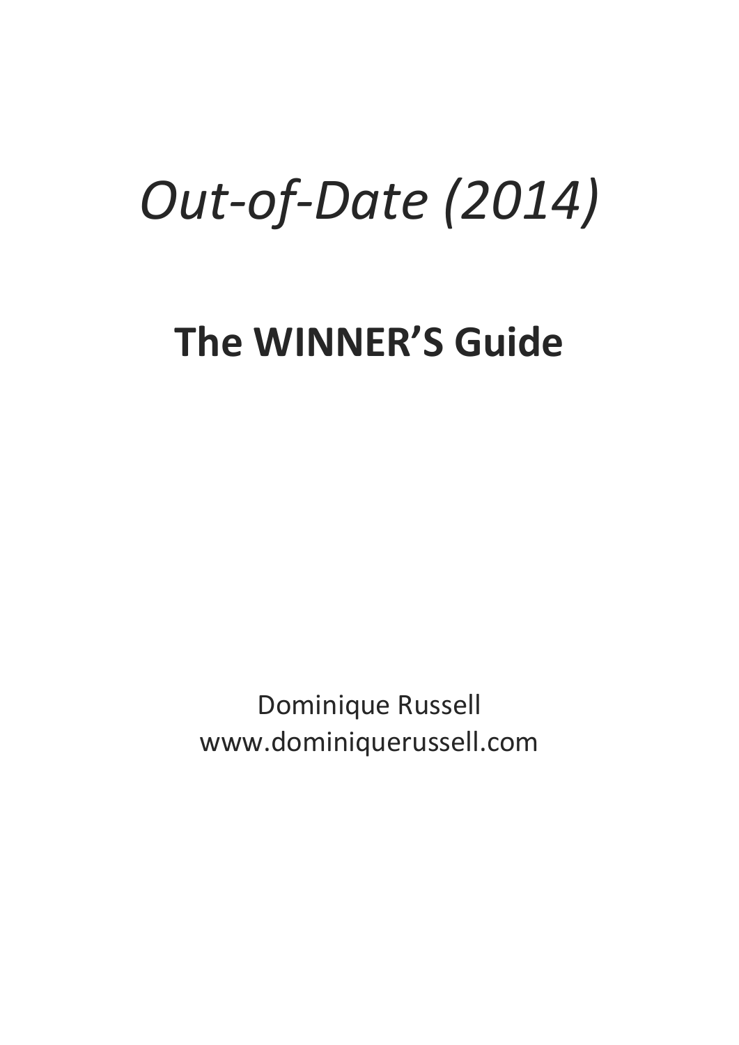# *Out-of-Date (2014)*

## **The WINNER'S Guide**

Dominique Russell
www.dominiquerussell.com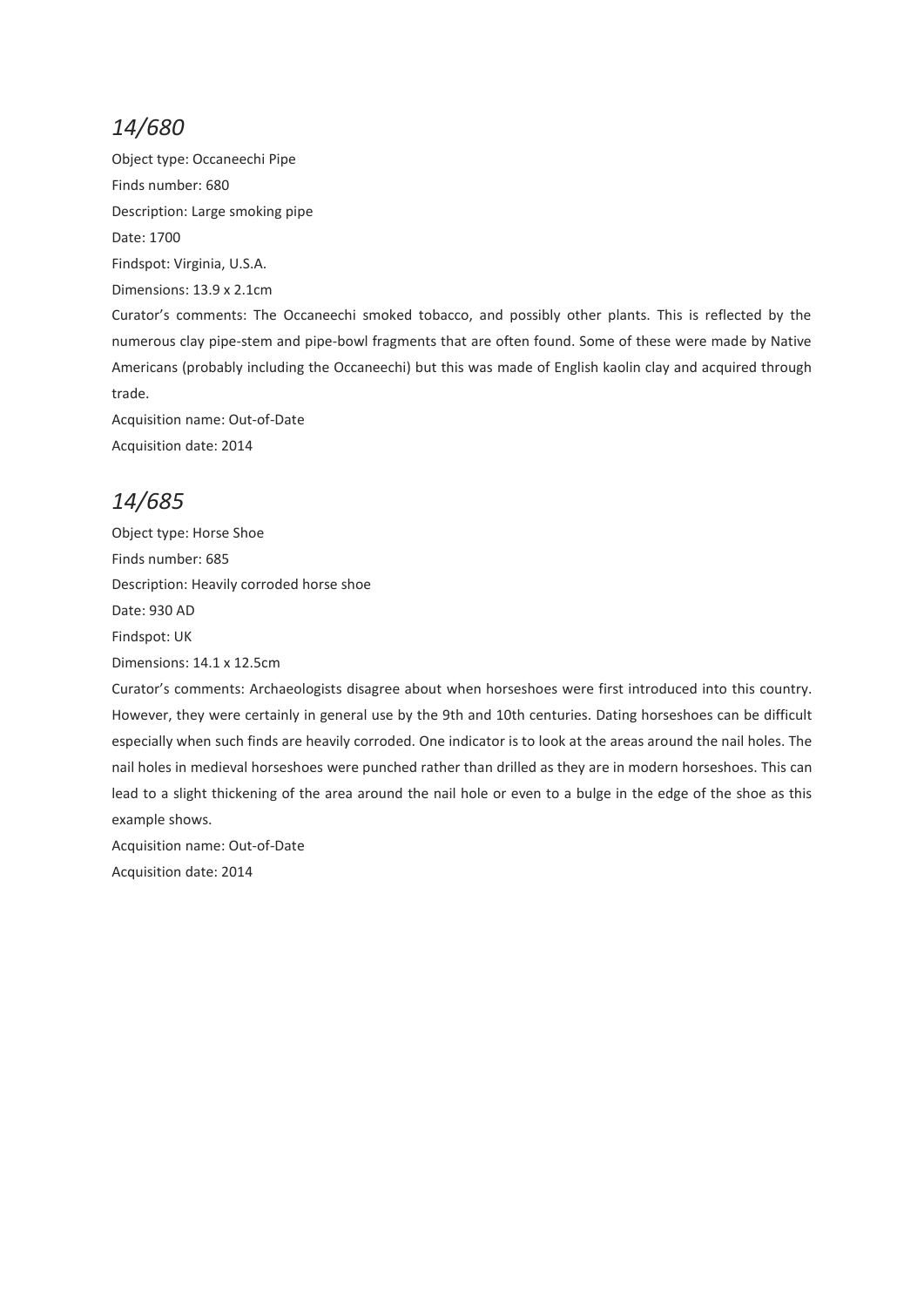## *14/680*

Object type: Occaneechi Pipe

Finds number: 680

Description: Large smoking pipe

Date: 1700

Findspot: Virginia, U.S.A.

Dimensions: 13.9 x 2.1cm

Curator's comments: The Occaneechi smoked tobacco, and possibly other plants. This is reflected by the numerous clay pipe-stem and pipe-bowl fragments that are often found. Some of these were made by Native Americans (probably including the Occaneechi) but this was made of English kaolin clay and acquired through trade.

Acquisition name: Out-of-Date

Acquisition date: 2014

## *14/685*

Object type: Horse Shoe

Finds number: 685

Description: Heavily corroded horse shoe

Date: 930 AD

Findspot: UK

Dimensions: 14.1 x 12.5cm

Curator's comments: Archaeologists disagree about when horseshoes were first introduced into this country. However, they were certainly in general use by the 9th and 10th centuries. Dating horseshoes can be difficult especially when such finds are heavily corroded. One indicator is to look at the areas around the nail holes. The nail holes in medieval horseshoes were punched rather than drilled as they are in modern horseshoes. This can lead to a slight thickening of the area around the nail hole or even to a bulge in the edge of the shoe as this example shows.

Acquisition name: Out-of-Date

Acquisition date: 2014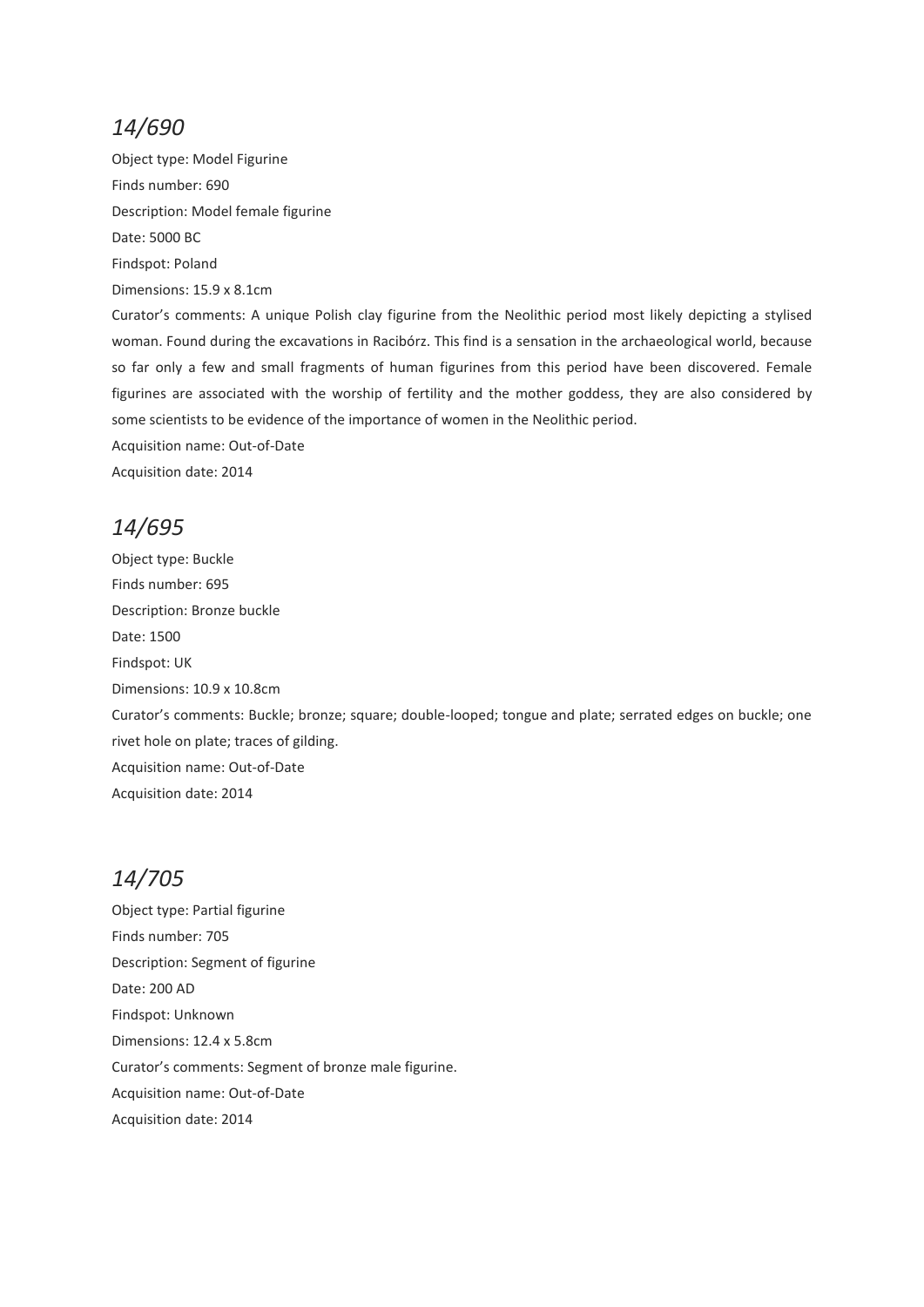## *14/690*

Object type: Model Figurine

Finds number: 690

Description: Model female figurine

Date: 5000 BC

Findspot: Poland

Dimensions: 15.9 x 8.1cm

Curator's comments: A unique Polish clay figurine from the Neolithic period most likely depicting a stylised woman. Found during the excavations in Racibórz. This find is a sensation in the archaeological world, because so far only a few and small fragments of human figurines from this period have been discovered. Female figurines are associated with the worship of fertility and the mother goddess, they are also considered by some scientists to be evidence of the importance of women in the Neolithic period.

Acquisition name: Out-of-Date

Acquisition date: 2014

## *14/695*

Object type: Buckle

Finds number: 695

Description: Bronze buckle

Date: 1500

Findspot: UK

Dimensions: 10.9 x 10.8cm

Curator's comments: Buckle; bronze; square; double-looped; tongue and plate; serrated edges on buckle; one rivet hole on plate; traces of gilding.

Acquisition name: Out-of-Date

Acquisition date: 2014

## *14/705*

Object type: Partial figurine

Finds number: 705

Description: Segment of figurine

Date: 200 AD

Findspot: Unknown

Dimensions: 12.4 x 5.8cm

Curator's comments: Segment of bronze male figurine.

Acquisition name: Out-of-Date

Acquisition date: 2014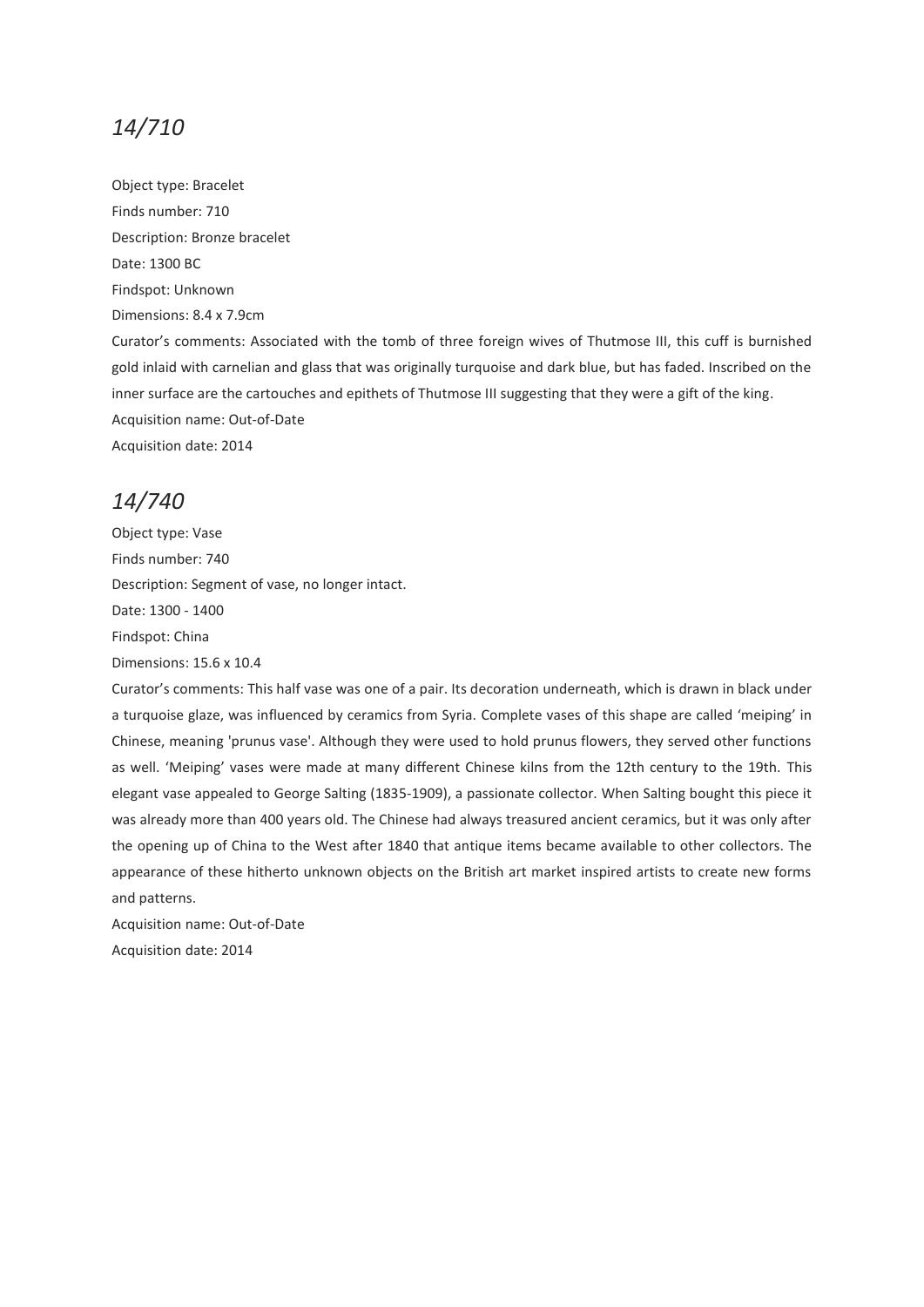## *14/710*

Object type: Bracelet

Finds number: 710

Description: Bronze bracelet

Date: 1300 BC

Findspot: Unknown

Dimensions: 8.4 x 7.9cm

Curator's comments: Associated with the tomb of three foreign wives of Thutmose III, this cuff is burnished gold inlaid with carnelian and glass that was originally turquoise and dark blue, but has faded. Inscribed on the inner surface are the cartouches and epithets of Thutmose III suggesting that they were a gift of the king.

Acquisition name: Out-of-Date

Acquisition date: 2014

## *14/740*

Object type: Vase

Finds number: 740

Description: Segment of vase, no longer intact.

Date: 1300 - 1400

Findspot: China

Dimensions: 15.6 x 10.4

Curator's comments: This half vase was one of a pair. Its decoration underneath, which is drawn in black under a turquoise glaze, was influenced by ceramics from Syria. Complete vases of this shape are called 'meiping' in Chinese, meaning 'prunus vase'. Although they were used to hold prunus flowers, they served other functions as well. 'Meiping' vases were made at many different Chinese kilns from the 12th century to the 19th. This elegant vase appealed to George Salting (1835-1909), a passionate collector. When Salting bought this piece it was already more than 400 years old. The Chinese had always treasured ancient ceramics, but it was only after the opening up of China to the West after 1840 that antique items became available to other collectors. The appearance of these hitherto unknown objects on the British art market inspired artists to create new forms and patterns.

Acquisition name: Out-of-Date

Acquisition date: 2014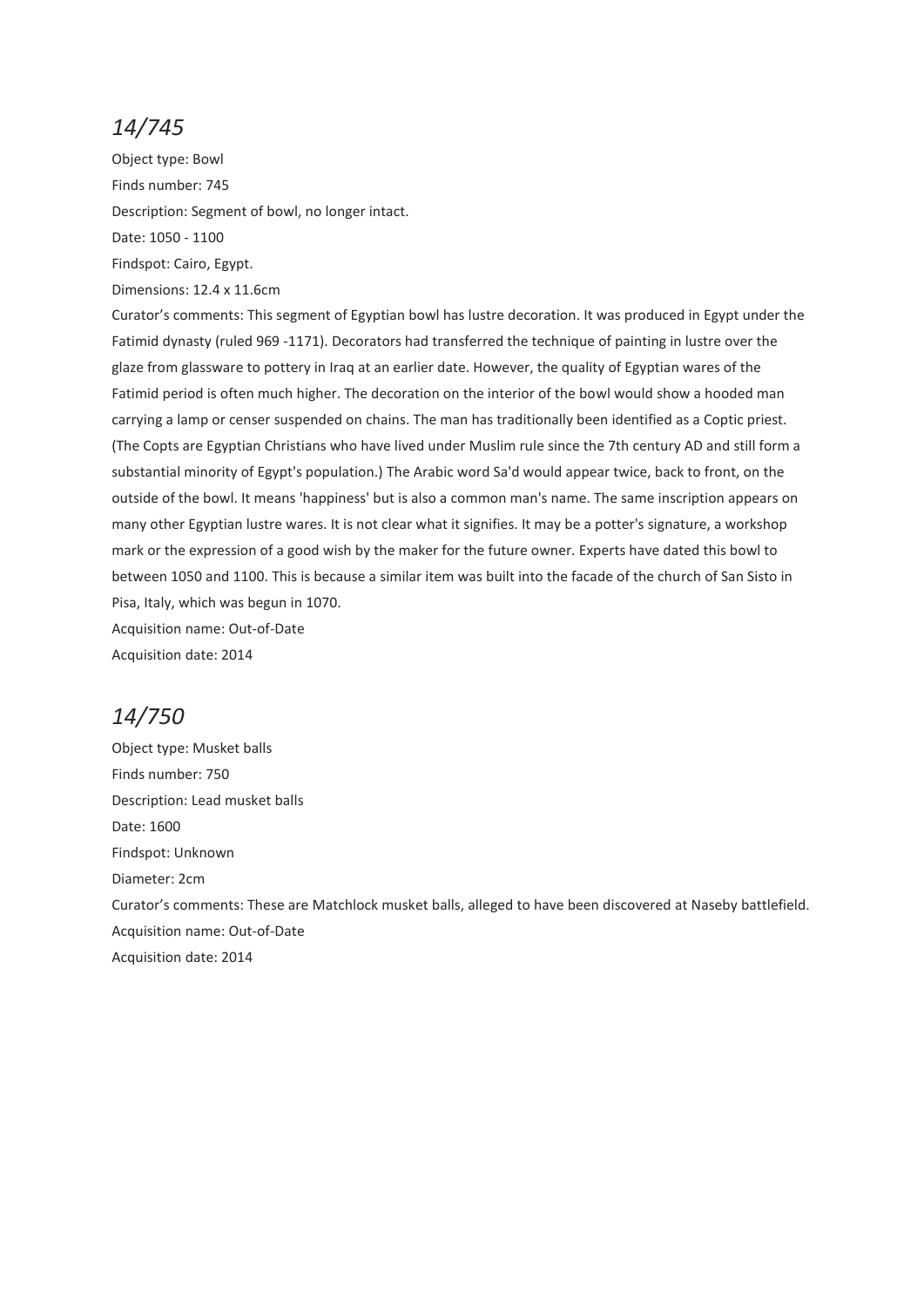## *14/745*

Object type: Bowl

Finds number: 745

Description: Segment of bowl, no longer intact.

Date: 1050 - 1100

Findspot: Cairo, Egypt.

Dimensions: 12.4 x 11.6cm

Curator's comments: This segment of Egyptian bowl has lustre decoration. It was produced in Egypt under the Fatimid dynasty (ruled 969 -1171). Decorators had transferred the technique of painting in lustre over the glaze from glassware to pottery in Iraq at an earlier date. However, the quality of Egyptian wares of the Fatimid period is often much higher. The decoration on the interior of the bowl would show a hooded man carrying a lamp or censer suspended on chains. The man has traditionally been identified as a Coptic priest. (The Copts are Egyptian Christians who have lived under Muslim rule since the 7th century AD and still form a substantial minority of Egypt's population.) The Arabic word Sa'd would appear twice, back to front, on the outside of the bowl. It means 'happiness' but is also a common man's name. The same inscription appears on many other Egyptian lustre wares. It is not clear what it signifies. It may be a potter's signature, a workshop mark or the expression of a good wish by the maker for the future owner. Experts have dated this bowl to between 1050 and 1100. This is because a similar item was built into the facade of the church of San Sisto in Pisa, Italy, which was begun in 1070.

Acquisition name: Out-of-Date

Acquisition date: 2014

## *14/750*

Object type: Musket balls

Finds number: 750

Description: Lead musket balls

Date: 1600

Findspot: Unknown

Diameter: 2cm

Curator's comments: These are Matchlock musket balls, alleged to have been discovered at Naseby battlefield.

Acquisition name: Out-of-Date

Acquisition date: 2014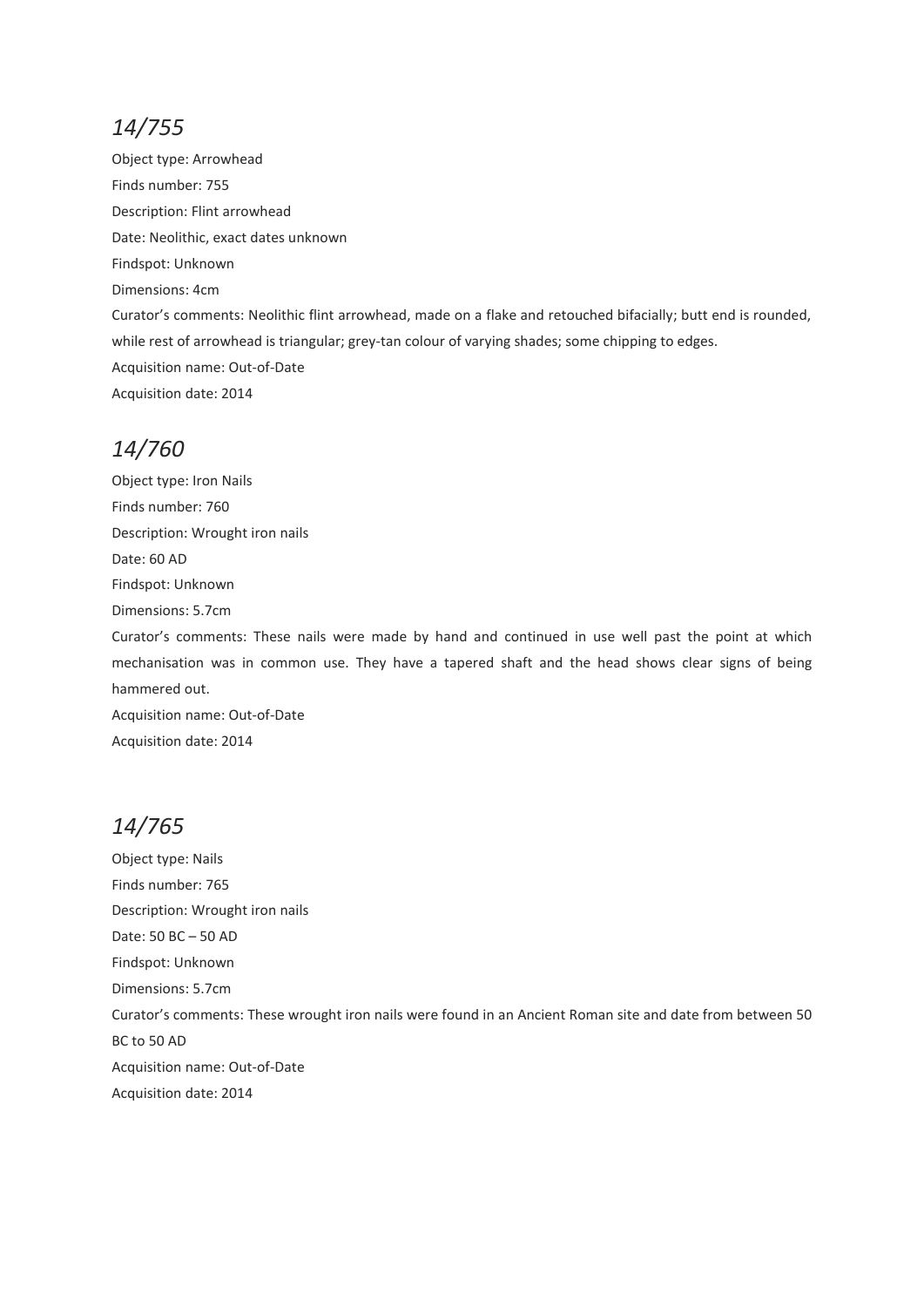## *14/755*

Object type: Arrowhead

Finds number: 755

Description: Flint arrowhead

Date: Neolithic, exact dates unknown

Findspot: Unknown

Dimensions: 4cm

Curator's comments: Neolithic flint arrowhead, made on a flake and retouched bifacially; butt end is rounded, while rest of arrowhead is triangular; grey-tan colour of varying shades; some chipping to edges.

Acquisition name: Out-of-Date

Acquisition date: 2014

## *14/760*

Object type: Iron Nails

Finds number: 760

Description: Wrought iron nails

Date: 60 AD

Findspot: Unknown

Dimensions: 5.7cm

Curator's comments: These nails were made by hand and continued in use well past the point at which mechanisation was in common use. They have a tapered shaft and the head shows clear signs of being hammered out.

Acquisition name: Out-of-Date

Acquisition date: 2014

## *14/765*

Object type: Nails

Finds number: 765

Description: Wrought iron nails

Date: 50 BC – 50 AD

Findspot: Unknown

Dimensions: 5.7cm

Curator's comments: These wrought iron nails were found in an Ancient Roman site and date from between 50 BC to 50 AD

Acquisition name: Out-of-Date

Acquisition date: 2014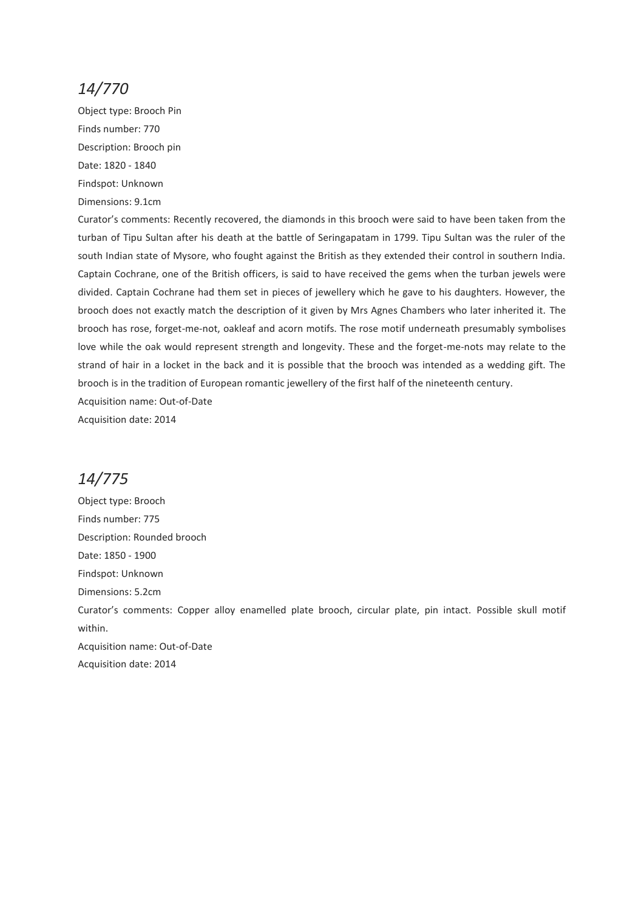## *14/770*

Object type: Brooch Pin

Finds number: 770

Description: Brooch pin

Date: 1820 - 1840

Findspot: Unknown

Dimensions: 9.1cm

Curator's comments: Recently recovered, the diamonds in this brooch were said to have been taken from the turban of Tipu Sultan after his death at the battle of Seringapatam in 1799. Tipu Sultan was the ruler of the south Indian state of Mysore, who fought against the British as they extended their control in southern India. Captain Cochrane, one of the British officers, is said to have received the gems when the turban jewels were divided. Captain Cochrane had them set in pieces of jewellery which he gave to his daughters. However, the brooch does not exactly match the description of it given by Mrs Agnes Chambers who later inherited it. The brooch has rose, forget-me-not, oakleaf and acorn motifs. The rose motif underneath presumably symbolises love while the oak would represent strength and longevity. These and the forget-me-nots may relate to the strand of hair in a locket in the back and it is possible that the brooch was intended as a wedding gift. The brooch is in the tradition of European romantic jewellery of the first half of the nineteenth century.

Acquisition name: Out-of-Date

Acquisition date: 2014

## *14/775*

Object type: Brooch

Finds number: 775

Description: Rounded brooch

Date: 1850 - 1900

Findspot: Unknown

Dimensions: 5.2cm

Curator's comments: Copper alloy enamelled plate brooch, circular plate, pin intact. Possible skull motif within.

Acquisition name: Out-of-Date

Acquisition date: 2014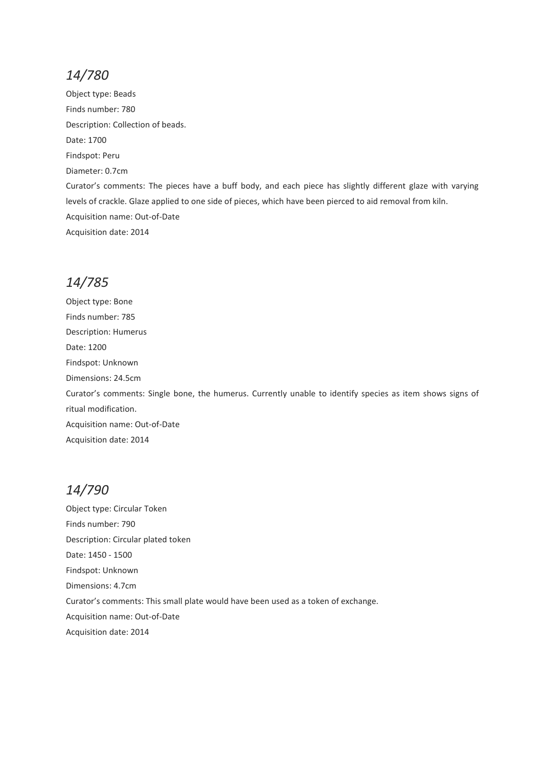## *14/780*

Object type: Beads

Finds number: 780

Description: Collection of beads.

Date: 1700

Findspot: Peru

Diameter: 0.7cm

Curator's comments: The pieces have a buff body, and each piece has slightly different glaze with varying levels of crackle. Glaze applied to one side of pieces, which have been pierced to aid removal from kiln.

Acquisition name: Out-of-Date

Acquisition date: 2014

## *14/785*

Object type: Bone

Finds number: 785

Description: Humerus

Date: 1200

Findspot: Unknown

Dimensions: 24.5cm

Curator's comments: Single bone, the humerus. Currently unable to identify species as item shows signs of ritual modification.

Acquisition name: Out-of-Date

Acquisition date: 2014

## *14/790*

Object type: Circular Token

Finds number: 790

Description: Circular plated token

Date: 1450 - 1500

Findspot: Unknown

Dimensions: 4.7cm

Curator's comments: This small plate would have been used as a token of exchange.

Acquisition name: Out-of-Date

Acquisition date: 2014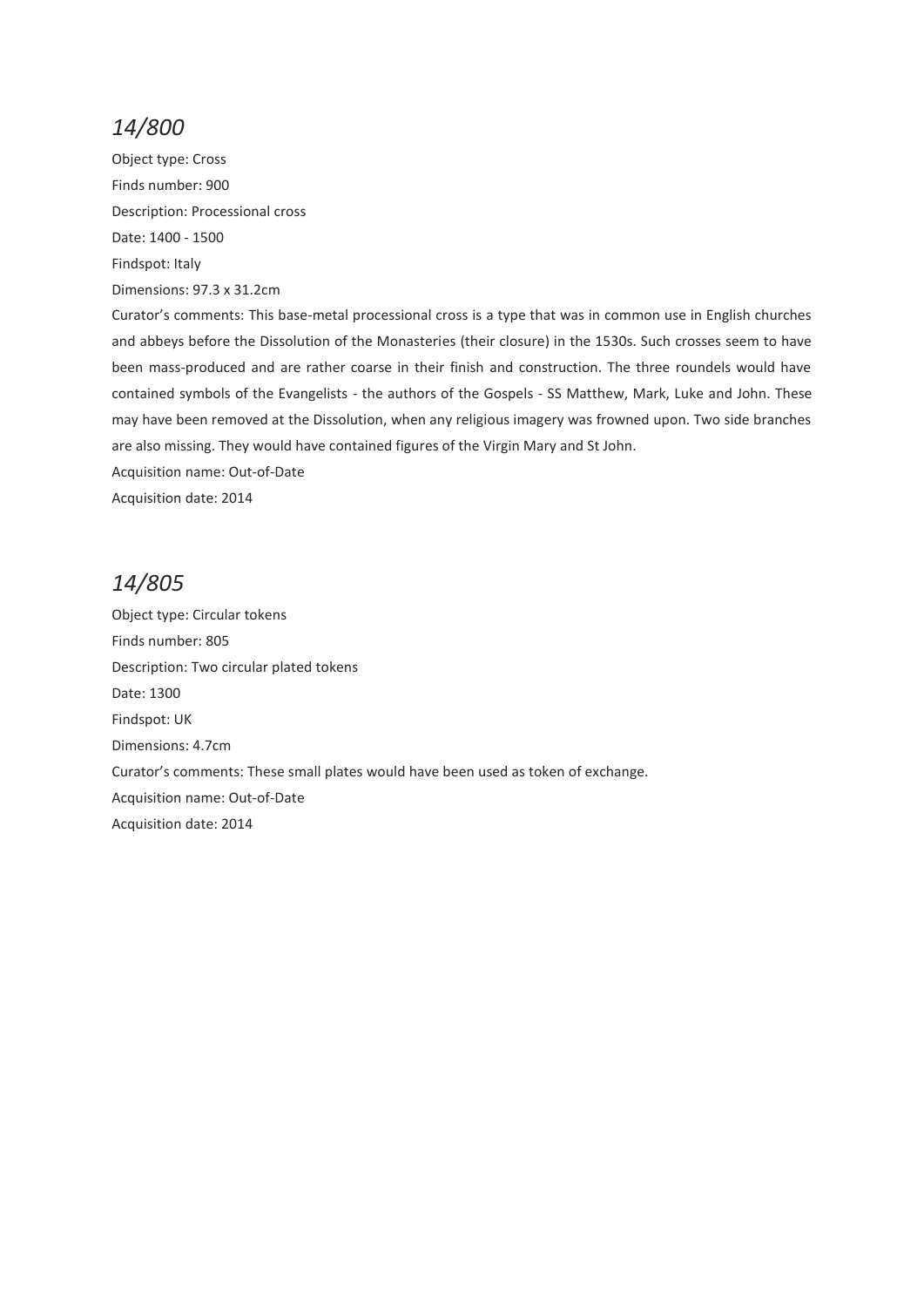## *14/800*

Object type: Cross

Finds number: 900

Description: Processional cross

Date: 1400 - 1500

Findspot: Italy

Dimensions: 97.3 x 31.2cm

Curator's comments: This base-metal processional cross is a type that was in common use in English churches and abbeys before the Dissolution of the Monasteries (their closure) in the 1530s. Such crosses seem to have been mass-produced and are rather coarse in their finish and construction. The three roundels would have contained symbols of the Evangelists - the authors of the Gospels - SS Matthew, Mark, Luke and John. These may have been removed at the Dissolution, when any religious imagery was frowned upon. Two side branches are also missing. They would have contained figures of the Virgin Mary and St John.

Acquisition name: Out-of-Date

Acquisition date: 2014

## *14/805*

Object type: Circular tokens

Finds number: 805

Description: Two circular plated tokens

Date: 1300

Findspot: UK

Dimensions: 4.7cm

Curator's comments: These small plates would have been used as token of exchange.

Acquisition name: Out-of-Date

Acquisition date: 2014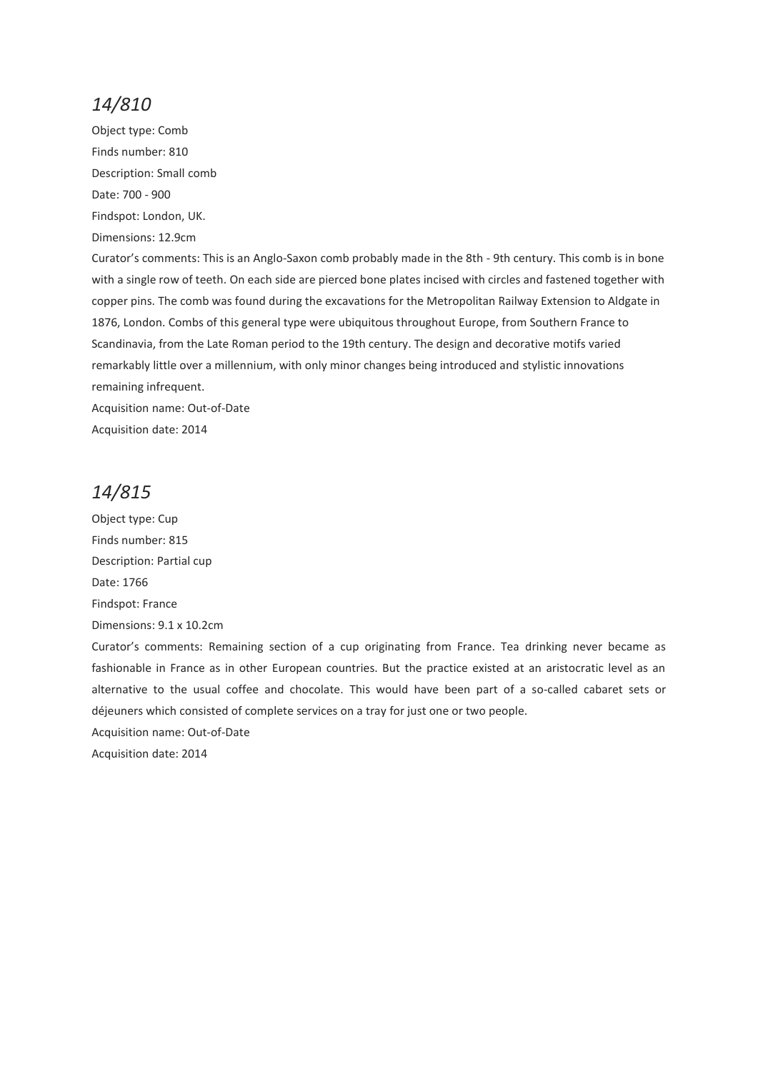## *14/810*

Object type: Comb

Finds number: 810

Description: Small comb

Date: 700 - 900

Findspot: London, UK.

Dimensions: 12.9cm

Curator's comments: This is an Anglo-Saxon comb probably made in the 8th - 9th century. This comb is in bone with a single row of teeth. On each side are pierced bone plates incised with circles and fastened together with copper pins. The comb was found during the excavations for the Metropolitan Railway Extension to Aldgate in 1876, London. Combs of this general type were ubiquitous throughout Europe, from Southern France to Scandinavia, from the Late Roman period to the 19th century. The design and decorative motifs varied remarkably little over a millennium, with only minor changes being introduced and stylistic innovations remaining infrequent.

Acquisition name: Out-of-Date

Acquisition date: 2014

## *14/815*

Object type: Cup

Finds number: 815

Description: Partial cup

Date: 1766

Findspot: France

Dimensions: 9.1 x 10.2cm

Curator's comments: Remaining section of a cup originating from France. Tea drinking never became as fashionable in France as in other European countries. But the practice existed at an aristocratic level as an alternative to the usual coffee and chocolate. This would have been part of a so-called cabaret sets or déjeuners which consisted of complete services on a tray for just one or two people.

Acquisition name: Out-of-Date

Acquisition date: 2014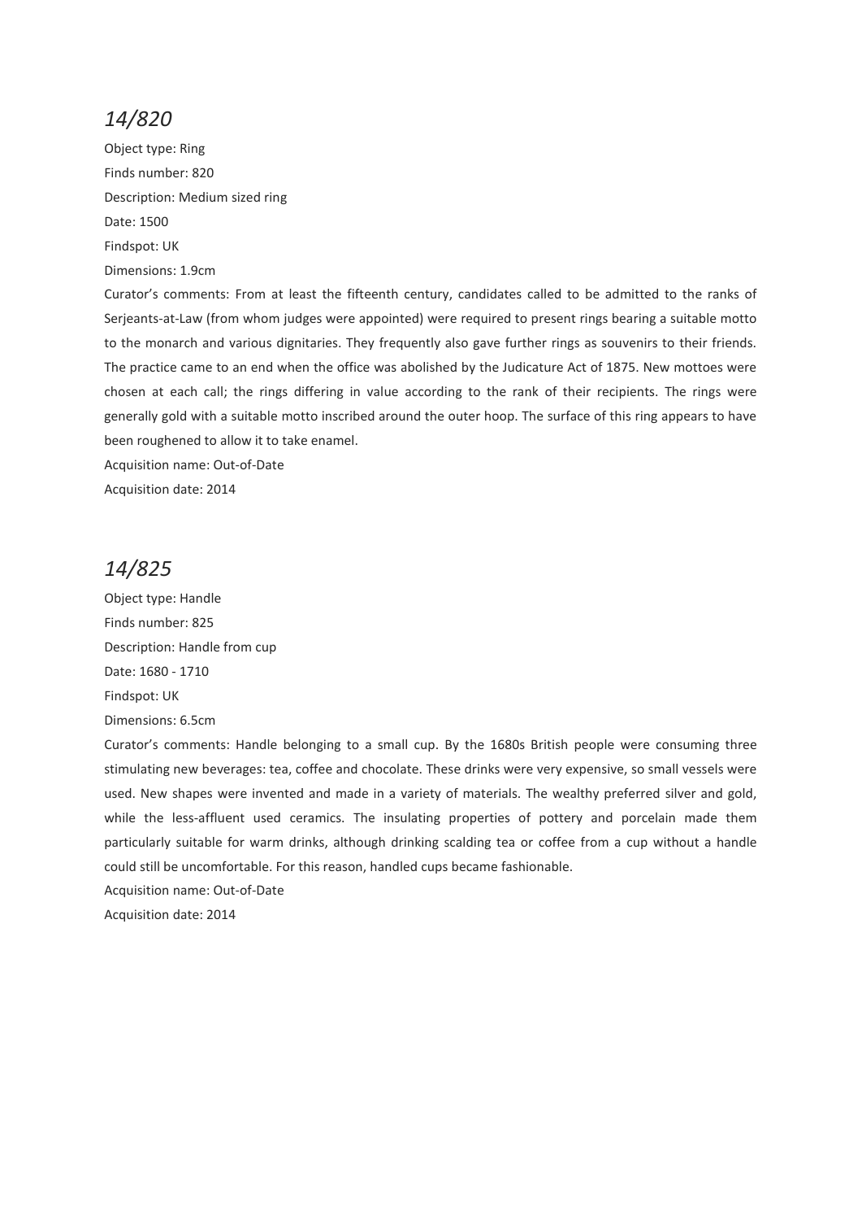## *14/820*

Object type: Ring

Finds number: 820

Description: Medium sized ring

Date: 1500

Findspot: UK

Dimensions: 1.9cm

Curator's comments: From at least the fifteenth century, candidates called to be admitted to the ranks of Serjeants-at-Law (from whom judges were appointed) were required to present rings bearing a suitable motto to the monarch and various dignitaries. They frequently also gave further rings as souvenirs to their friends. The practice came to an end when the office was abolished by the Judicature Act of 1875. New mottoes were chosen at each call; the rings differing in value according to the rank of their recipients. The rings were generally gold with a suitable motto inscribed around the outer hoop. The surface of this ring appears to have been roughened to allow it to take enamel.

Acquisition name: Out-of-Date

Acquisition date: 2014

## *14/825*

Object type: Handle

Finds number: 825

Description: Handle from cup

Date: 1680 - 1710

Findspot: UK

Dimensions: 6.5cm

Curator's comments: Handle belonging to a small cup. By the 1680s British people were consuming three stimulating new beverages: tea, coffee and chocolate. These drinks were very expensive, so small vessels were used. New shapes were invented and made in a variety of materials. The wealthy preferred silver and gold, while the less-affluent used ceramics. The insulating properties of pottery and porcelain made them particularly suitable for warm drinks, although drinking scalding tea or coffee from a cup without a handle could still be uncomfortable. For this reason, handled cups became fashionable.

Acquisition name: Out-of-Date

Acquisition date: 2014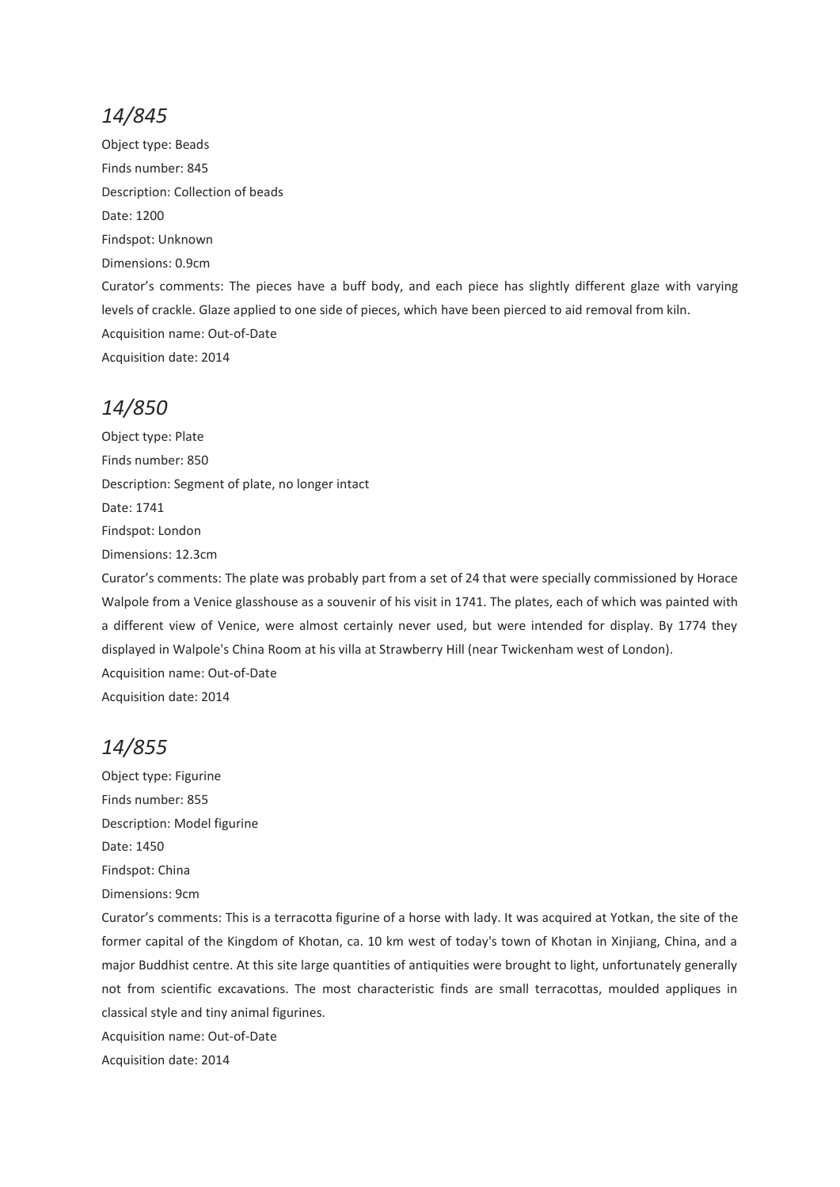## *14/845*

Object type: Beads

Finds number: 845

Description: Collection of beads

Date: 1200

Findspot: Unknown

Dimensions: 0.9cm

Curator's comments: The pieces have a buff body, and each piece has slightly different glaze with varying levels of crackle. Glaze applied to one side of pieces, which have been pierced to aid removal from kiln.

Acquisition name: Out-of-Date

Acquisition date: 2014

## *14/850*

Object type: Plate

Finds number: 850

Description: Segment of plate, no longer intact

Date: 1741

Findspot: London

Dimensions: 12.3cm

Curator's comments: The plate was probably part from a set of 24 that were specially commissioned by Horace Walpole from a Venice glasshouse as a souvenir of his visit in 1741. The plates, each of which was painted with a different view of Venice, were almost certainly never used, but were intended for display. By 1774 they displayed in Walpole's China Room at his villa at Strawberry Hill (near Twickenham west of London).

Acquisition name: Out-of-Date

Acquisition date: 2014

## *14/855*

Object type: Figurine

Finds number: 855

Description: Model figurine

Date: 1450

Findspot: China

Dimensions: 9cm

Curator's comments: This is a terracotta figurine of a horse with lady. It was acquired at Yotkan, the site of the former capital of the Kingdom of Khotan, ca. 10 km west of today's town of Khotan in Xinjiang, China, and a major Buddhist centre. At this site large quantities of antiquities were brought to light, unfortunately generally not from scientific excavations. The most characteristic finds are small terracottas, moulded appliques in classical style and tiny animal figurines.

Acquisition name: Out-of-Date

Acquisition date: 2014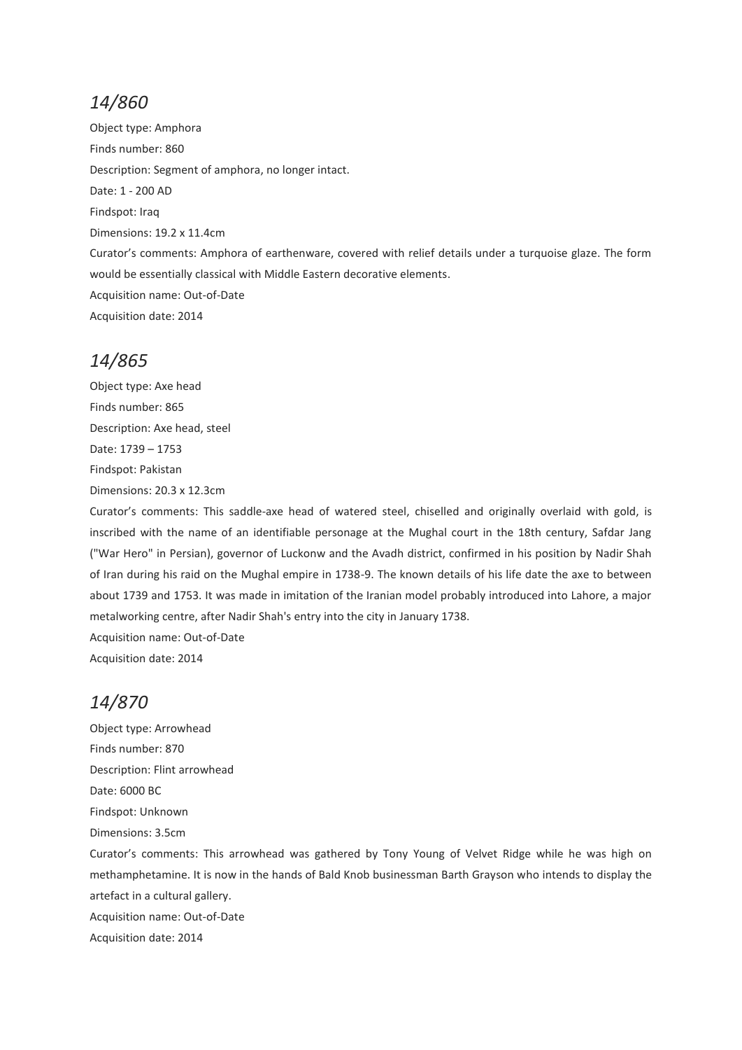## *14/860*

Object type: Amphora

Finds number: 860

Description: Segment of amphora, no longer intact.

Date: 1 - 200 AD

Findspot: Iraq

Dimensions: 19.2 x 11.4cm

Curator's comments: Amphora of earthenware, covered with relief details under a turquoise glaze. The form would be essentially classical with Middle Eastern decorative elements.

Acquisition name: Out-of-Date

Acquisition date: 2014

## *14/865*

Object type: Axe head

Finds number: 865

Description: Axe head, steel

Date: 1739 – 1753

Findspot: Pakistan

Dimensions: 20.3 x 12.3cm

Curator's comments: This saddle-axe head of watered steel, chiselled and originally overlaid with gold, is inscribed with the name of an identifiable personage at the Mughal court in the 18th century, Safdar Jang ("War Hero" in Persian), governor of Luckonw and the Avadh district, confirmed in his position by Nadir Shah of Iran during his raid on the Mughal empire in 1738-9. The known details of his life date the axe to between about 1739 and 1753. It was made in imitation of the Iranian model probably introduced into Lahore, a major metalworking centre, after Nadir Shah's entry into the city in January 1738.

Acquisition name: Out-of-Date

Acquisition date: 2014

## *14/870*

Object type: Arrowhead

Finds number: 870

Description: Flint arrowhead

Date: 6000 BC

Findspot: Unknown

Dimensions: 3.5cm

Curator's comments: This arrowhead was gathered by Tony Young of Velvet Ridge while he was high on methamphetamine. It is now in the hands of Bald Knob businessman Barth Grayson who intends to display the artefact in a cultural gallery.

Acquisition name: Out-of-Date

Acquisition date: 2014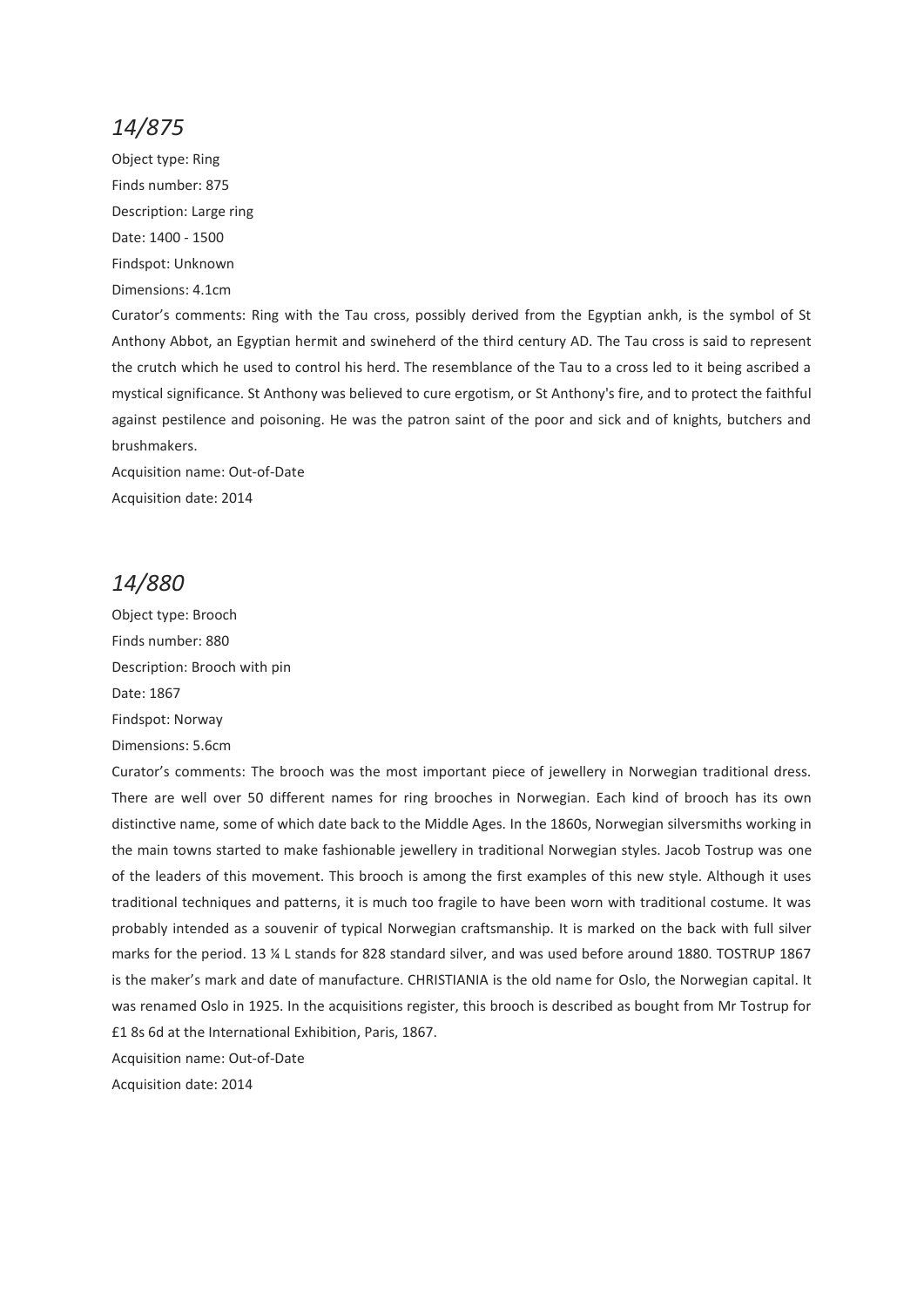## *14/875*

Object type: Ring

Finds number: 875

Description: Large ring

Date: 1400 - 1500

Findspot: Unknown

Dimensions: 4.1cm

Curator's comments: Ring with the Tau cross, possibly derived from the Egyptian ankh, is the symbol of St Anthony Abbot, an Egyptian hermit and swineherd of the third century AD. The Tau cross is said to represent the crutch which he used to control his herd. The resemblance of the Tau to a cross led to it being ascribed a mystical significance. St Anthony was believed to cure ergotism, or St Anthony's fire, and to protect the faithful against pestilence and poisoning. He was the patron saint of the poor and sick and of knights, butchers and brushmakers.

Acquisition name: Out-of-Date

Acquisition date: 2014

## *14/880*

Object type: Brooch

Finds number: 880

Description: Brooch with pin

Date: 1867

Findspot: Norway

Dimensions: 5.6cm

Curator's comments: The brooch was the most important piece of jewellery in Norwegian traditional dress. There are well over 50 different names for ring brooches in Norwegian. Each kind of brooch has its own distinctive name, some of which date back to the Middle Ages. In the 1860s, Norwegian silversmiths working in the main towns started to make fashionable jewellery in traditional Norwegian styles. Jacob Tostrup was one of the leaders of this movement. This brooch is among the first examples of this new style. Although it uses traditional techniques and patterns, it is much too fragile to have been worn with traditional costume. It was probably intended as a souvenir of typical Norwegian craftsmanship. It is marked on the back with full silver marks for the period. 13 ¼ L stands for 828 standard silver, and was used before around 1880. TOSTRUP 1867 is the maker's mark and date of manufacture. CHRISTIANIA is the old name for Oslo, the Norwegian capital. It was renamed Oslo in 1925. In the acquisitions register, this brooch is described as bought from Mr Tostrup for £1 8s 6d at the International Exhibition, Paris, 1867.

Acquisition name: Out-of-Date

Acquisition date: 2014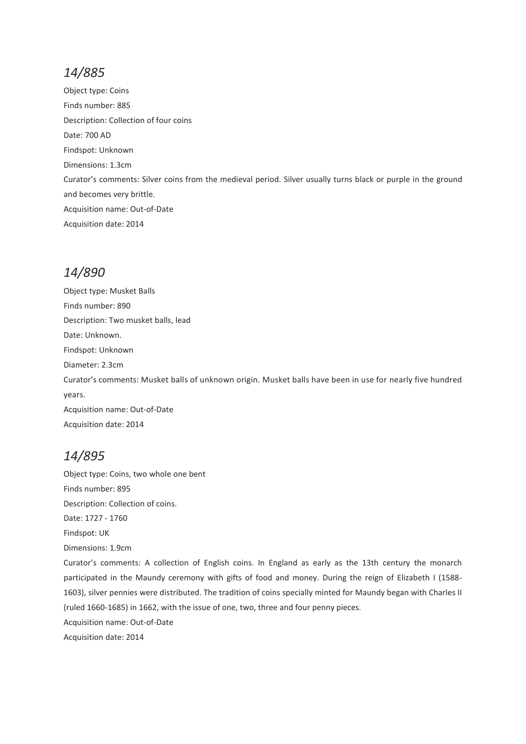## *14/885*

Object type: Coins

Finds number: 885

Description: Collection of four coins

Date: 700 AD

Findspot: Unknown

Dimensions: 1.3cm

Curator's comments: Silver coins from the medieval period. Silver usually turns black or purple in the ground and becomes very brittle.

Acquisition name: Out-of-Date

Acquisition date: 2014

## *14/890*

Object type: Musket Balls

Finds number: 890

Description: Two musket balls, lead

Date: Unknown.

Findspot: Unknown

Diameter: 2.3cm

Curator's comments: Musket balls of unknown origin. Musket balls have been in use for nearly five hundred years.

Acquisition name: Out-of-Date

Acquisition date: 2014

## *14/895*

Object type: Coins, two whole one bent

Finds number: 895

Description: Collection of coins.

Date: 1727 - 1760

Findspot: UK

Dimensions: 1.9cm

Curator's comments: A collection of English coins. In England as early as the 13th century the monarch participated in the Maundy ceremony with gifts of food and money. During the reign of Elizabeth I (1588-1603), silver pennies were distributed. The tradition of coins specially minted for Maundy began with Charles II (ruled 1660-1685) in 1662, with the issue of one, two, three and four penny pieces.

Acquisition name: Out-of-Date

Acquisition date: 2014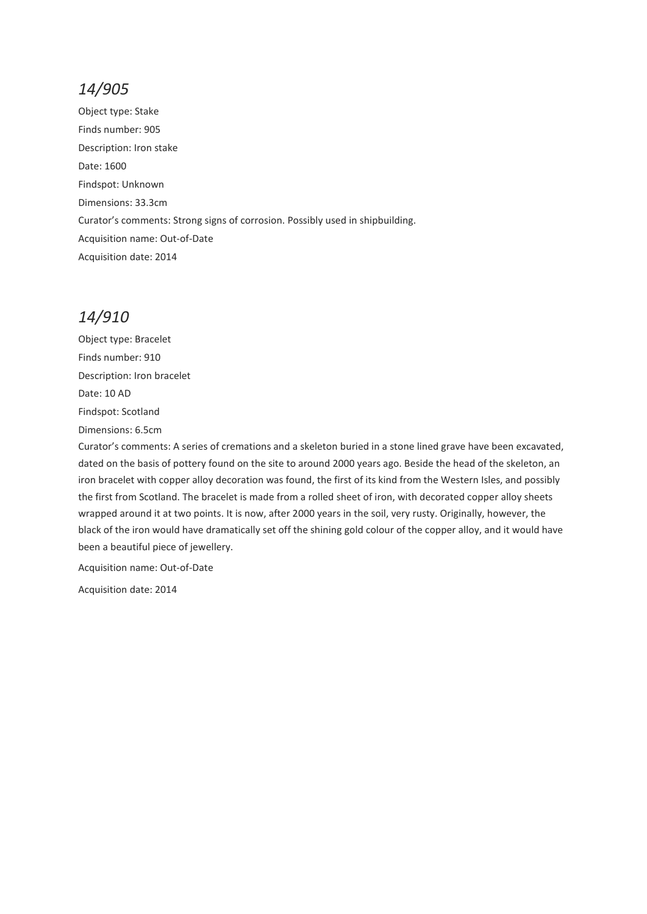## *14/905*

Object type: Stake

Finds number: 905

Description: Iron stake

Date: 1600

Findspot: Unknown

Dimensions: 33.3cm

Curator's comments: Strong signs of corrosion. Possibly used in shipbuilding.

Acquisition name: Out-of-Date

Acquisition date: 2014

## *14/910*

Object type: Bracelet

Finds number: 910

Description: Iron bracelet

Date: 10 AD

Findspot: Scotland

Dimensions: 6.5cm

Curator's comments: A series of cremations and a skeleton buried in a stone lined grave have been excavated, dated on the basis of pottery found on the site to around 2000 years ago. Beside the head of the skeleton, an iron bracelet with copper alloy decoration was found, the first of its kind from the Western Isles, and possibly the first from Scotland. The bracelet is made from a rolled sheet of iron, with decorated copper alloy sheets wrapped around it at two points. It is now, after 2000 years in the soil, very rusty. Originally, however, the black of the iron would have dramatically set off the shining gold colour of the copper alloy, and it would have been a beautiful piece of jewellery.

Acquisition name: Out-of-Date

Acquisition date: 2014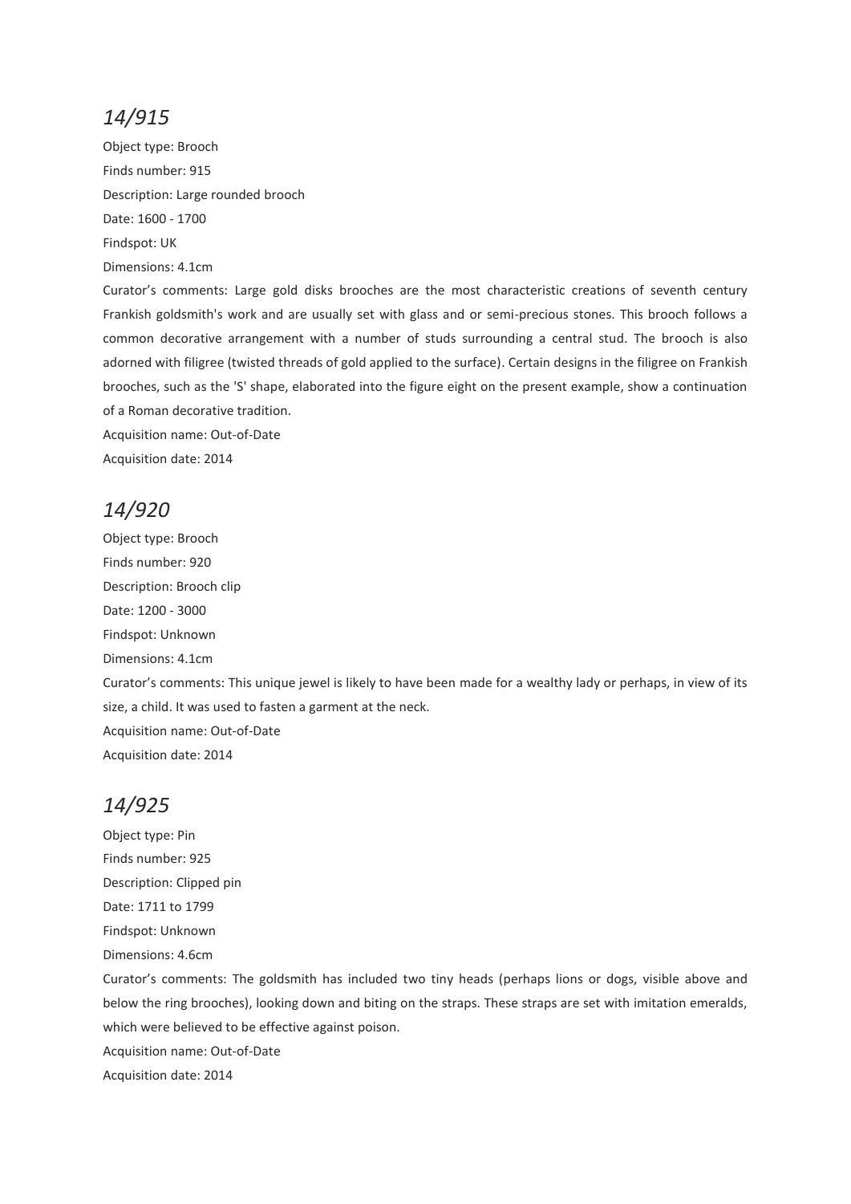## *14/915*

Object type: Brooch

Finds number: 915

Description: Large rounded brooch

Date: 1600 - 1700

Findspot: UK

Dimensions: 4.1cm

Curator's comments: Large gold disks brooches are the most characteristic creations of seventh century Frankish goldsmith's work and are usually set with glass and or semi-precious stones. This brooch follows a common decorative arrangement with a number of studs surrounding a central stud. The brooch is also adorned with filigree (twisted threads of gold applied to the surface). Certain designs in the filigree on Frankish brooches, such as the 'S' shape, elaborated into the figure eight on the present example, show a continuation of a Roman decorative tradition.

Acquisition name: Out-of-Date

Acquisition date: 2014

## *14/920*

Object type: Brooch

Finds number: 920

Description: Brooch clip

Date: 1200 - 3000

Findspot: Unknown

Dimensions: 4.1cm

Curator's comments: This unique jewel is likely to have been made for a wealthy lady or perhaps, in view of its size, a child. It was used to fasten a garment at the neck.

Acquisition name: Out-of-Date

Acquisition date: 2014

## *14/925*

Object type: Pin

Finds number: 925

Description: Clipped pin

Date: 1711 to 1799

Findspot: Unknown

Dimensions: 4.6cm

Curator's comments: The goldsmith has included two tiny heads (perhaps lions or dogs, visible above and below the ring brooches), looking down and biting on the straps. These straps are set with imitation emeralds, which were believed to be effective against poison.

Acquisition name: Out-of-Date

Acquisition date: 2014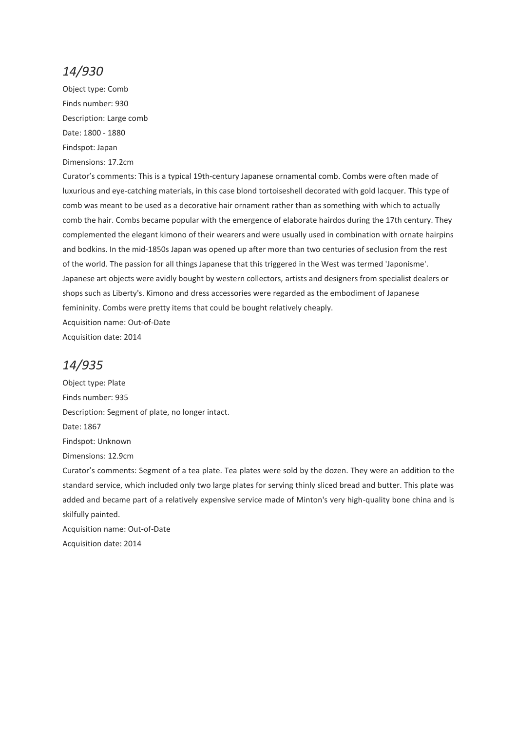## *14/930*

Object type: Comb

Finds number: 930

Description: Large comb

Date: 1800 - 1880

Findspot: Japan

Dimensions: 17.2cm

Curator's comments: This is a typical 19th-century Japanese ornamental comb. Combs were often made of luxurious and eye-catching materials, in this case blond tortoiseshell decorated with gold lacquer. This type of comb was meant to be used as a decorative hair ornament rather than as something with which to actually comb the hair. Combs became popular with the emergence of elaborate hairdos during the 17th century. They complemented the elegant kimono of their wearers and were usually used in combination with ornate hairpins and bodkins. In the mid-1850s Japan was opened up after more than two centuries of seclusion from the rest of the world. The passion for all things Japanese that this triggered in the West was termed 'Japonisme'. Japanese art objects were avidly bought by western collectors, artists and designers from specialist dealers or shops such as Liberty's. Kimono and dress accessories were regarded as the embodiment of Japanese femininity. Combs were pretty items that could be bought relatively cheaply.

Acquisition name: Out-of-Date

Acquisition date: 2014

## *14/935*

Object type: Plate

Finds number: 935

Description: Segment of plate, no longer intact.

Date: 1867

Findspot: Unknown

Dimensions: 12.9cm

Curator's comments: Segment of a tea plate. Tea plates were sold by the dozen. They were an addition to the standard service, which included only two large plates for serving thinly sliced bread and butter. This plate was added and became part of a relatively expensive service made of Minton's very high-quality bone china and is skilfully painted.

Acquisition name: Out-of-Date

Acquisition date: 2014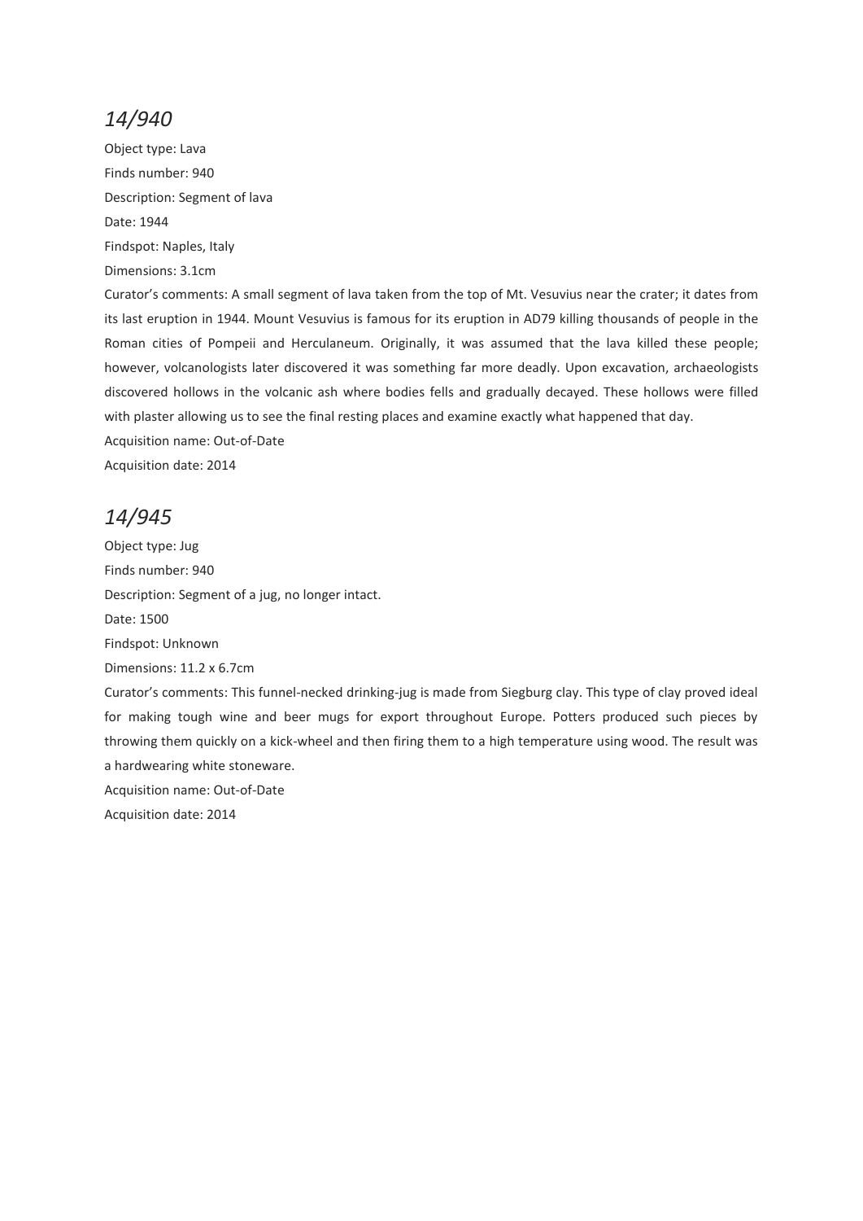## *14/940*

Object type: Lava

Finds number: 940

Description: Segment of lava

Date: 1944

Findspot: Naples, Italy

Dimensions: 3.1cm

Curator's comments: A small segment of lava taken from the top of Mt. Vesuvius near the crater; it dates from its last eruption in 1944. Mount Vesuvius is famous for its eruption in AD79 killing thousands of people in the Roman cities of Pompeii and Herculaneum. Originally, it was assumed that the lava killed these people; however, volcanologists later discovered it was something far more deadly. Upon excavation, archaeologists discovered hollows in the volcanic ash where bodies fells and gradually decayed. These hollows were filled with plaster allowing us to see the final resting places and examine exactly what happened that day.

Acquisition name: Out-of-Date

Acquisition date: 2014

## *14/945*

Object type: Jug

Finds number: 940

Description: Segment of a jug, no longer intact.

Date: 1500

Findspot: Unknown

Dimensions: 11.2 x 6.7cm

Curator's comments: This funnel-necked drinking-jug is made from Siegburg clay. This type of clay proved ideal for making tough wine and beer mugs for export throughout Europe. Potters produced such pieces by throwing them quickly on a kick-wheel and then firing them to a high temperature using wood. The result was a hardwearing white stoneware.

Acquisition name: Out-of-Date

Acquisition date: 2014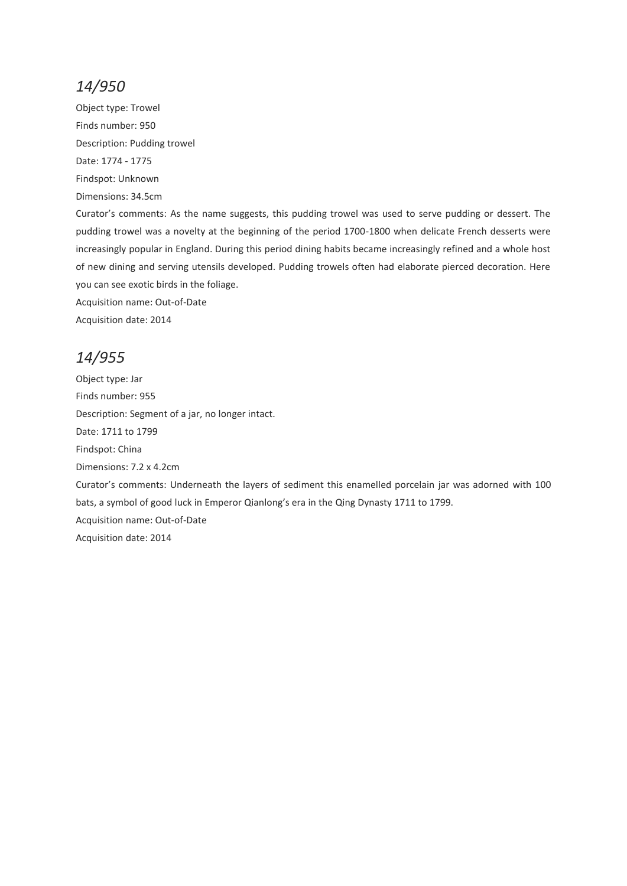## *14/950*

Object type: Trowel

Finds number: 950

Description: Pudding trowel

Date: 1774 - 1775

Findspot: Unknown

Dimensions: 34.5cm

Curator's comments: As the name suggests, this pudding trowel was used to serve pudding or dessert. The pudding trowel was a novelty at the beginning of the period 1700-1800 when delicate French desserts were increasingly popular in England. During this period dining habits became increasingly refined and a whole host of new dining and serving utensils developed. Pudding trowels often had elaborate pierced decoration. Here you can see exotic birds in the foliage.

Acquisition name: Out-of-Date

Acquisition date: 2014

## *14/955*

Object type: Jar

Finds number: 955

Description: Segment of a jar, no longer intact.

Date: 1711 to 1799

Findspot: China

Dimensions: 7.2 x 4.2cm

Curator's comments: Underneath the layers of sediment this enamelled porcelain jar was adorned with 100 bats, a symbol of good luck in Emperor Qianlong's era in the Qing Dynasty 1711 to 1799.

Acquisition name: Out-of-Date

Acquisition date: 2014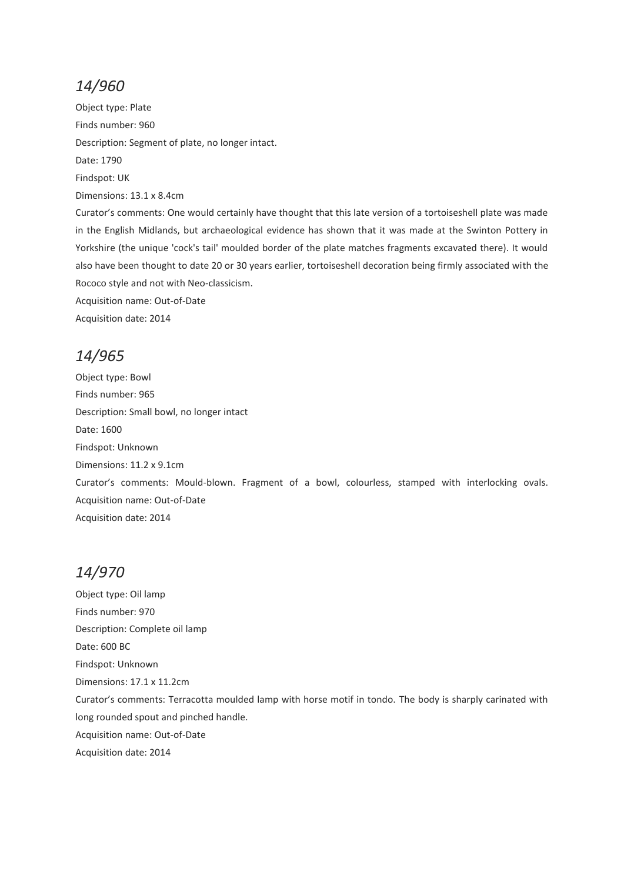## *14/960*

Object type: Plate

Finds number: 960

Description: Segment of plate, no longer intact.

Date: 1790

Findspot: UK

Dimensions: 13.1 x 8.4cm

Curator's comments: One would certainly have thought that this late version of a tortoiseshell plate was made in the English Midlands, but archaeological evidence has shown that it was made at the Swinton Pottery in Yorkshire (the unique 'cock's tail' moulded border of the plate matches fragments excavated there). It would also have been thought to date 20 or 30 years earlier, tortoiseshell decoration being firmly associated with the Rococo style and not with Neo-classicism.

Acquisition name: Out-of-Date

Acquisition date: 2014

## *14/965*

Object type: Bowl

Finds number: 965

Description: Small bowl, no longer intact

Date: 1600

Findspot: Unknown

Dimensions: 11.2 x 9.1cm

Curator's comments: Mould-blown. Fragment of a bowl, colourless, stamped with interlocking ovals.

Acquisition name: Out-of-Date

Acquisition date: 2014

## *14/970*

Object type: Oil lamp

Finds number: 970

Description: Complete oil lamp

Date: 600 BC

Findspot: Unknown

Dimensions: 17.1 x 11.2cm

Curator's comments: Terracotta moulded lamp with horse motif in tondo. The body is sharply carinated with long rounded spout and pinched handle.

Acquisition name: Out-of-Date

Acquisition date: 2014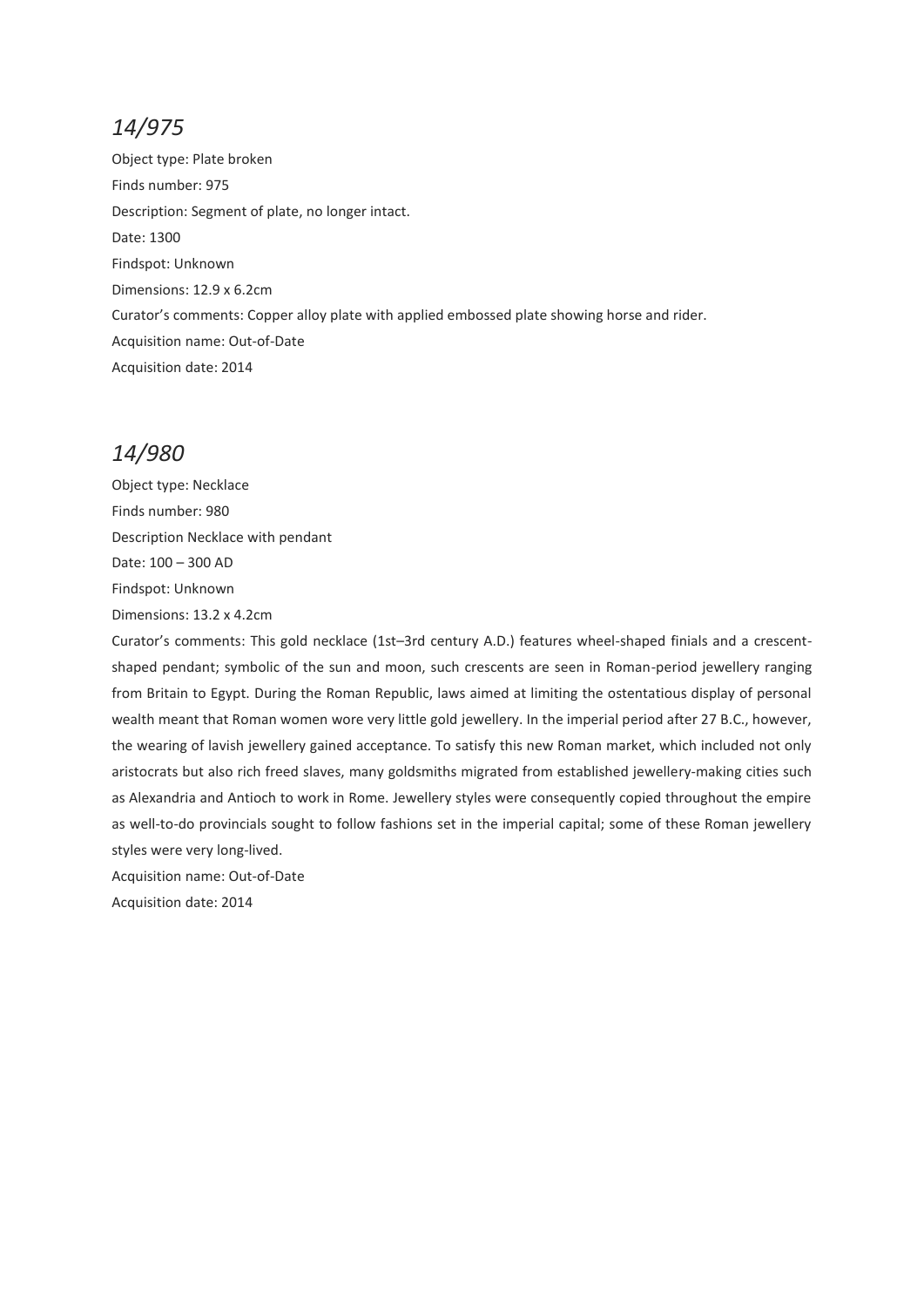## *14/975*

Object type: Plate broken

Finds number: 975

Description: Segment of plate, no longer intact.

Date: 1300

Findspot: Unknown

Dimensions: 12.9 x 6.2cm

Curator's comments: Copper alloy plate with applied embossed plate showing horse and rider.

Acquisition name: Out-of-Date

Acquisition date: 2014

## *14/980*

Object type: Necklace

Finds number: 980

Description Necklace with pendant

Date: 100 – 300 AD

Findspot: Unknown

Dimensions: 13.2 x 4.2cm

Curator's comments: This gold necklace (1st–3rd century A.D.) features wheel-shaped finials and a crescent-shaped pendant; symbolic of the sun and moon, such crescents are seen in Roman-period jewellery ranging from Britain to Egypt. During the Roman Republic, laws aimed at limiting the ostentatious display of personal wealth meant that Roman women wore very little gold jewellery. In the imperial period after 27 B.C., however, the wearing of lavish jewellery gained acceptance. To satisfy this new Roman market, which included not only aristocrats but also rich freed slaves, many goldsmiths migrated from established jewellery-making cities such as Alexandria and Antioch to work in Rome. Jewellery styles were consequently copied throughout the empire as well-to-do provincials sought to follow fashions set in the imperial capital; some of these Roman jewellery styles were very long-lived.

Acquisition name: Out-of-Date

Acquisition date: 2014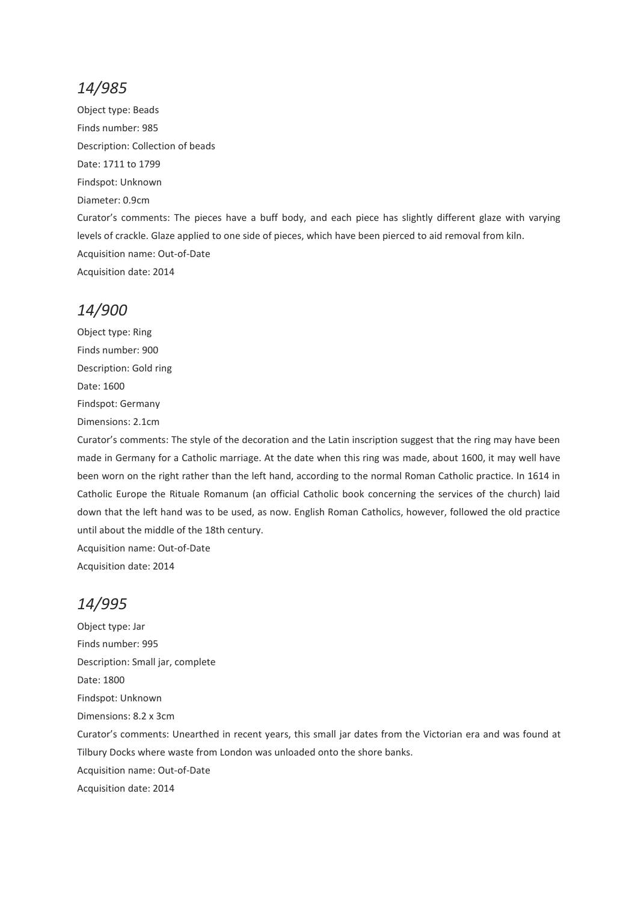## *14/985*

Object type: Beads

Finds number: 985

Description: Collection of beads

Date: 1711 to 1799

Findspot: Unknown

Diameter: 0.9cm

Curator's comments: The pieces have a buff body, and each piece has slightly different glaze with varying levels of crackle. Glaze applied to one side of pieces, which have been pierced to aid removal from kiln.

Acquisition name: Out-of-Date

Acquisition date: 2014

## *14/900*

Object type: Ring

Finds number: 900

Description: Gold ring

Date: 1600

Findspot: Germany

Dimensions: 2.1cm

Curator's comments: The style of the decoration and the Latin inscription suggest that the ring may have been made in Germany for a Catholic marriage. At the date when this ring was made, about 1600, it may well have been worn on the right rather than the left hand, according to the normal Roman Catholic practice. In 1614 in Catholic Europe the Rituale Romanum (an official Catholic book concerning the services of the church) laid down that the left hand was to be used, as now. English Roman Catholics, however, followed the old practice until about the middle of the 18th century.

Acquisition name: Out-of-Date

Acquisition date: 2014

## *14/995*

Object type: Jar

Finds number: 995

Description: Small jar, complete

Date: 1800

Findspot: Unknown

Dimensions: 8.2 x 3cm

Curator's comments: Unearthed in recent years, this small jar dates from the Victorian era and was found at Tilbury Docks where waste from London was unloaded onto the shore banks.

Acquisition name: Out-of-Date

Acquisition date: 2014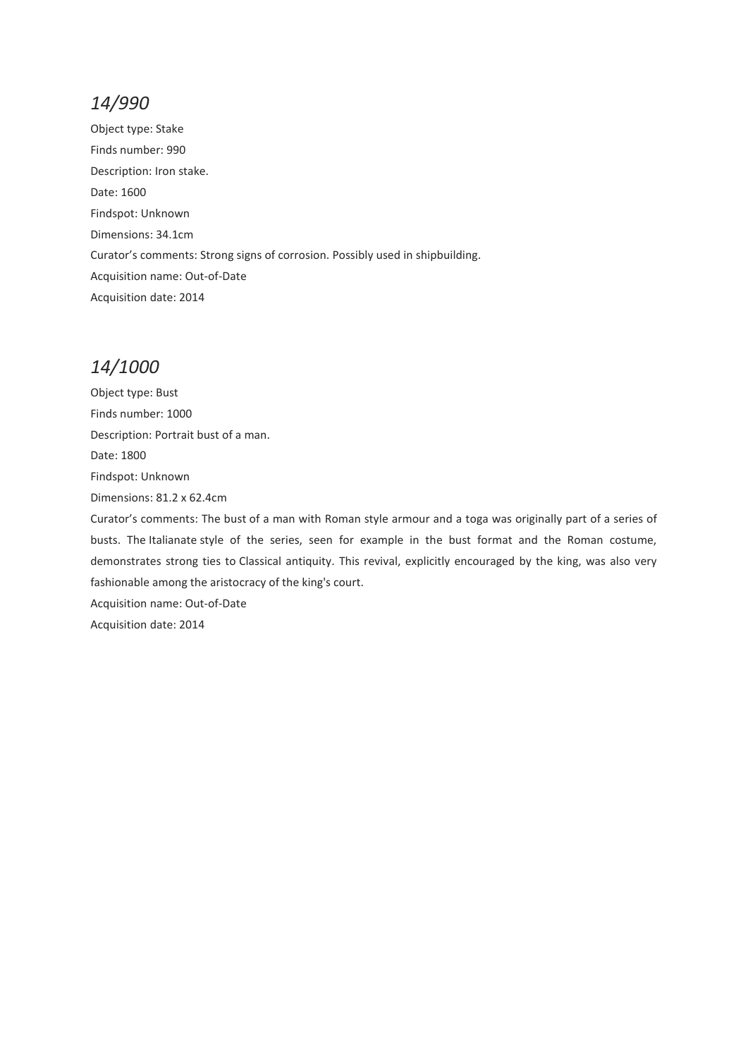## *14/990*

Object type: Stake

Finds number: 990

Description: Iron stake.

Date: 1600

Findspot: Unknown

Dimensions: 34.1cm

Curator's comments: Strong signs of corrosion. Possibly used in shipbuilding.

Acquisition name: Out-of-Date

Acquisition date: 2014

## *14/1000*

Object type: Bust

Finds number: 1000

Description: Portrait bust of a man.

Date: 1800

Findspot: Unknown

Dimensions: 81.2 x 62.4cm

Curator's comments: The bust of a man with Roman style armour and a toga was originally part of a series of busts. The Italianate style of the series, seen for example in the bust format and the Roman costume, demonstrates strong ties to Classical antiquity. This revival, explicitly encouraged by the king, was also very fashionable among the aristocracy of the king's court.

Acquisition name: Out-of-Date

Acquisition date: 2014